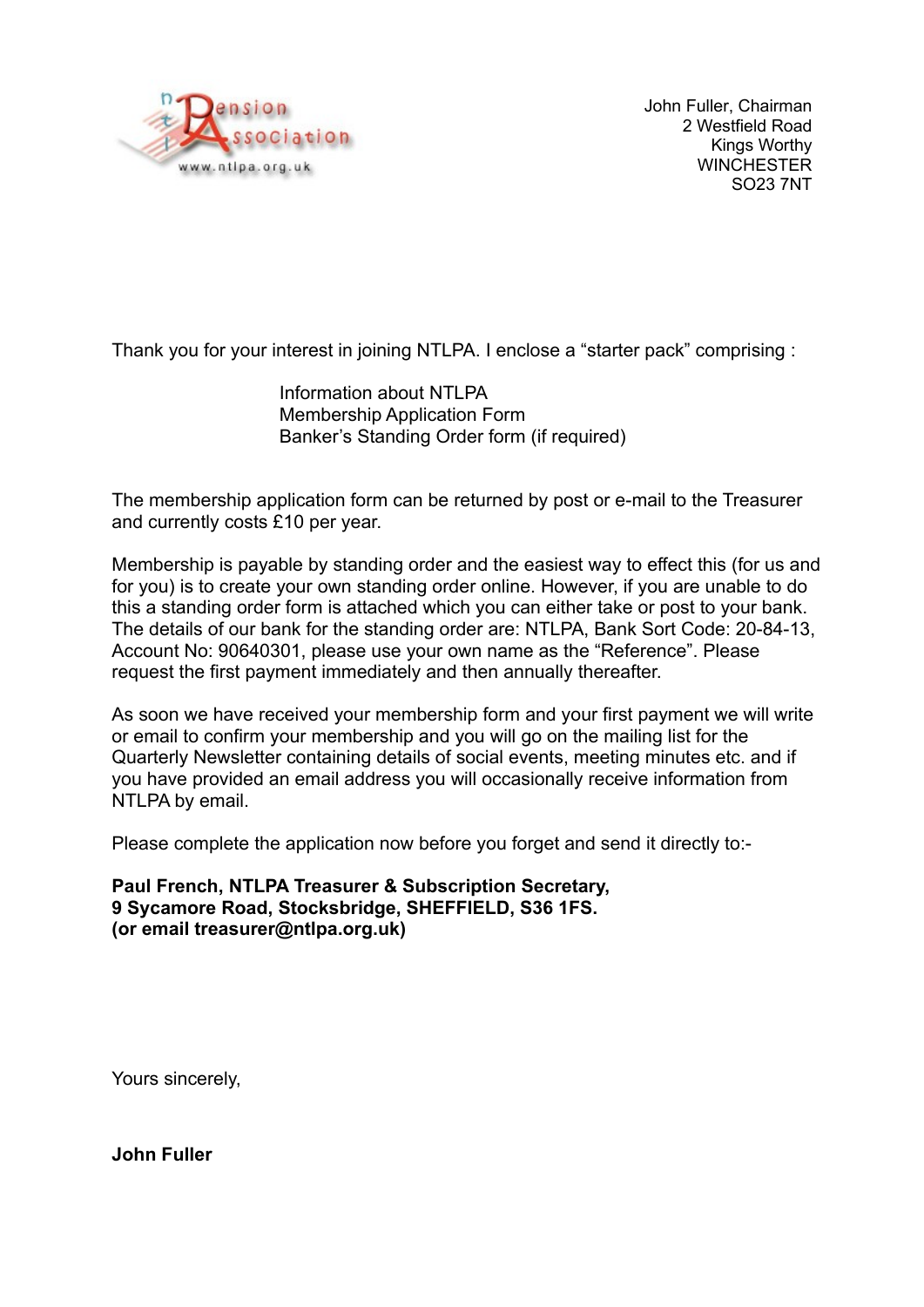John Fuller, Chairman
2 Westfield Road
Kings Worthy
WINCHESTER
SO23 7NT

Thank you for your interest in joining NTLPA. I enclose a "starter pack" comprising :

Information about NTLPA
Membership Application Form
Banker's Standing Order form (if required)

The membership application form can be returned by post or e-mail to the Treasurer and currently costs £10 per year.

Membership is payable by standing order and the easiest way to effect this (for us and for you) is to create your own standing order online. However, if you are unable to do this a standing order form is attached which you can either take or post to your bank. The details of our bank for the standing order are: NTLPA, Bank Sort Code: 20-84-13, Account No: 90640301, please use your own name as the "Reference". Please request the first payment immediately and then annually thereafter.

As soon we have received your membership form and your first payment we will write or email to confirm your membership and you will go on the mailing list for the Quarterly Newsletter containing details of social events, meeting minutes etc. and if you have provided an email address you will occasionally receive information from NTLPA by email.

Please complete the application now before you forget and send it directly to:-

**Paul French, NTLPA Treasurer & Subscription Secretary,**
**9 Sycamore Road, Stocksbridge, SHEFFIELD, S36 1FS.**
**(or email treasurer@ntlpa.org.uk)**

Yours sincerely,

**John Fuller**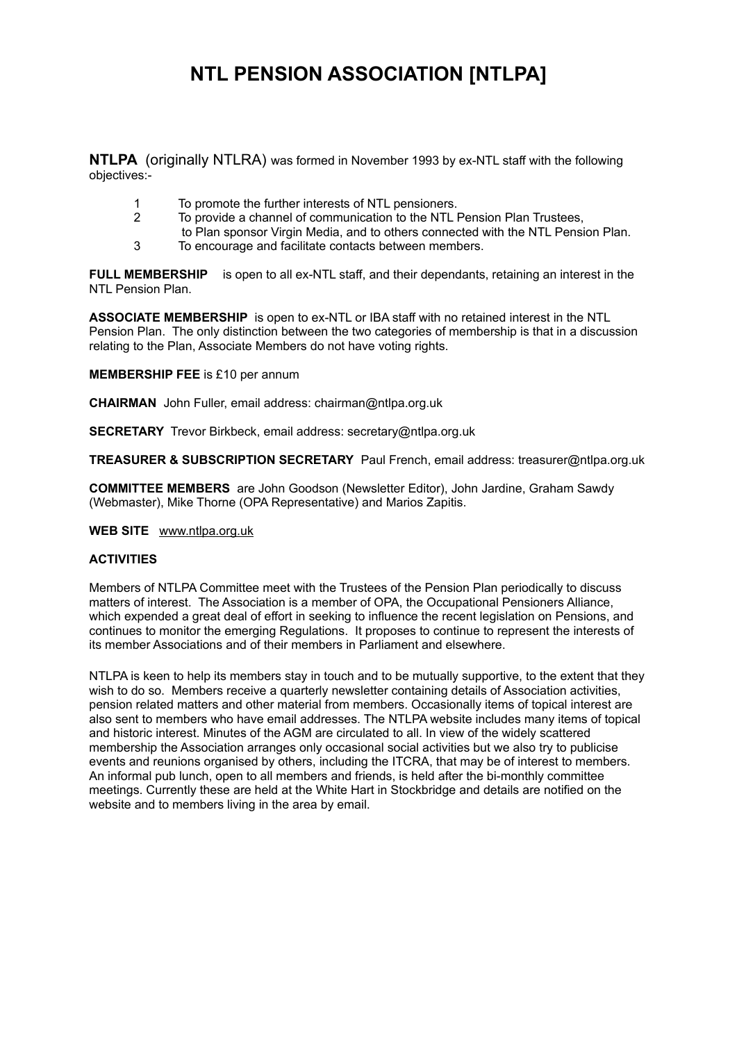# NTL PENSION ASSOCIATION [NTLPA]

**NTLPA** (originally NTLRA) was formed in November 1993 by ex-NTL staff with the following objectives:-

1. To promote the further interests of NTL pensioners.
2. To provide a channel of communication to the NTL Pension Plan Trustees, to Plan sponsor Virgin Media, and to others connected with the NTL Pension Plan.
3. To encourage and facilitate contacts between members.

**FULL MEMBERSHIP** is open to all ex-NTL staff, and their dependants, retaining an interest in the NTL Pension Plan.

**ASSOCIATE MEMBERSHIP** is open to ex-NTL or IBA staff with no retained interest in the NTL Pension Plan. The only distinction between the two categories of membership is that in a discussion relating to the Plan, Associate Members do not have voting rights.

**MEMBERSHIP FEE** is £10 per annum

**CHAIRMAN** John Fuller, email address: chairman@ntlpa.org.uk

**SECRETARY** Trevor Birkbeck, email address: secretary@ntlpa.org.uk

**TREASURER & SUBSCRIPTION SECRETARY** Paul French, email address: treasurer@ntlpa.org.uk

**COMMITTEE MEMBERS** are John Goodson (Newsletter Editor), John Jardine, Graham Sawdy (Webmaster), Mike Thorne (OPA Representative) and Marios Zapitis.

**WEB SITE** www.ntlpa.org.uk

**ACTIVITIES**

Members of NTLPA Committee meet with the Trustees of the Pension Plan periodically to discuss matters of interest. The Association is a member of OPA, the Occupational Pensioners Alliance, which expended a great deal of effort in seeking to influence the recent legislation on Pensions, and continues to monitor the emerging Regulations. It proposes to continue to represent the interests of its member Associations and of their members in Parliament and elsewhere.

NTLPA is keen to help its members stay in touch and to be mutually supportive, to the extent that they wish to do so. Members receive a quarterly newsletter containing details of Association activities, pension related matters and other material from members. Occasionally items of topical interest are also sent to members who have email addresses. The NTLPA website includes many items of topical and historic interest. Minutes of the AGM are circulated to all. In view of the widely scattered membership the Association arranges only occasional social activities but we also try to publicise events and reunions organised by others, including the ITCRA, that may be of interest to members. An informal pub lunch, open to all members and friends, is held after the bi-monthly committee meetings. Currently these are held at the White Hart in Stockbridge and details are notified on the website and to members living in the area by email.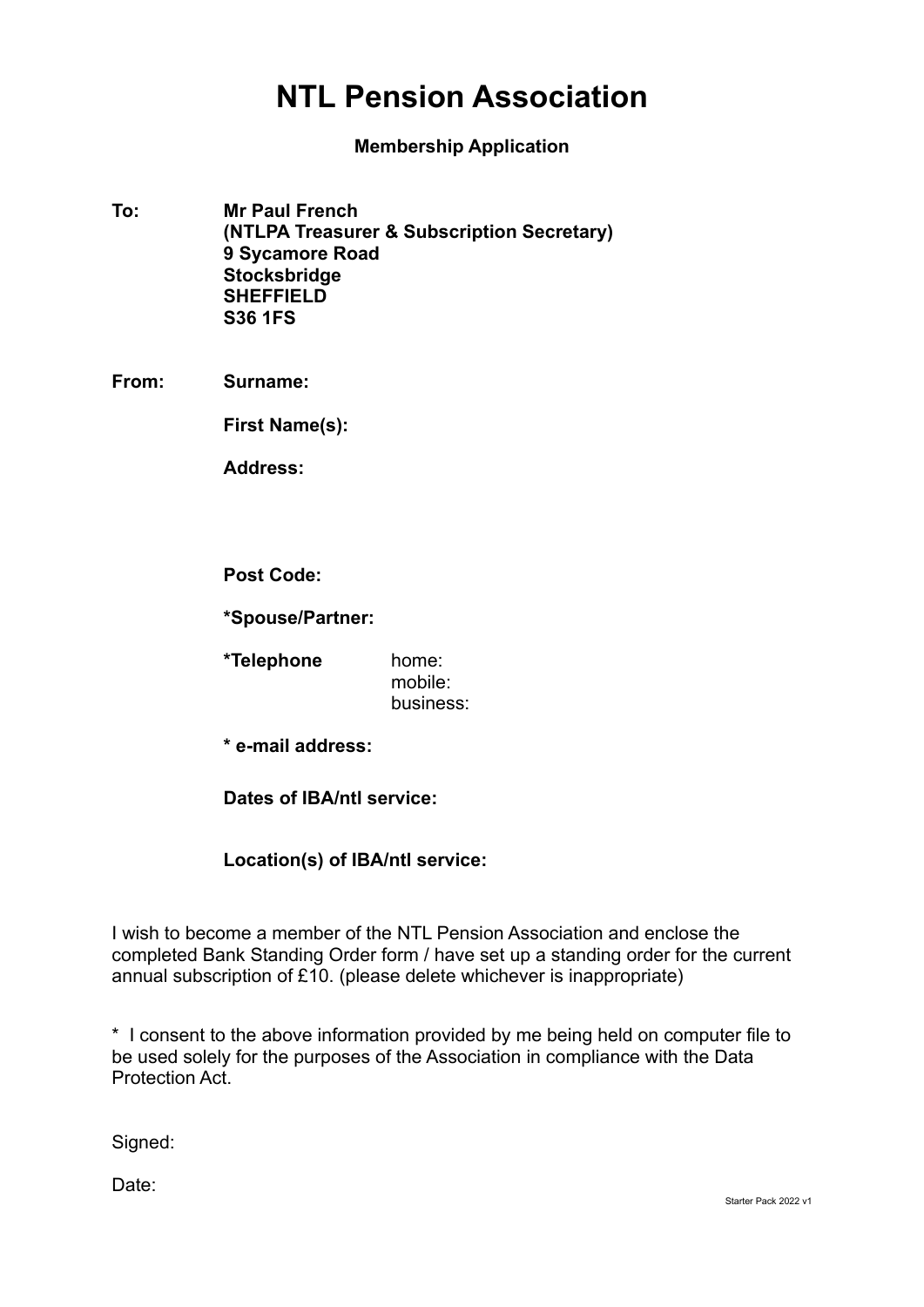# NTL Pension Association

**Membership Application**

**To:** **Mr Paul French**
**(NTLPA Treasurer & Subscription Secretary)**
**9 Sycamore Road**
**Stocksbridge**
**SHEFFIELD**
**S36 1FS**

**From:** **Surname:**

**First Name(s):**

**Address:**

**Post Code:**

***Spouse/Partner:**

***Telephone** home:
mobile:
business:

*** e-mail address:**

**Dates of IBA/ntl service:**

**Location(s) of IBA/ntl service:**

I wish to become a member of the NTL Pension Association and enclose the completed Bank Standing Order form / have set up a standing order for the current annual subscription of £10. (please delete whichever is inappropriate)

* I consent to the above information provided by me being held on computer file to be used solely for the purposes of the Association in compliance with the Data Protection Act.

Signed:

Date:

Starter Pack 2022 v1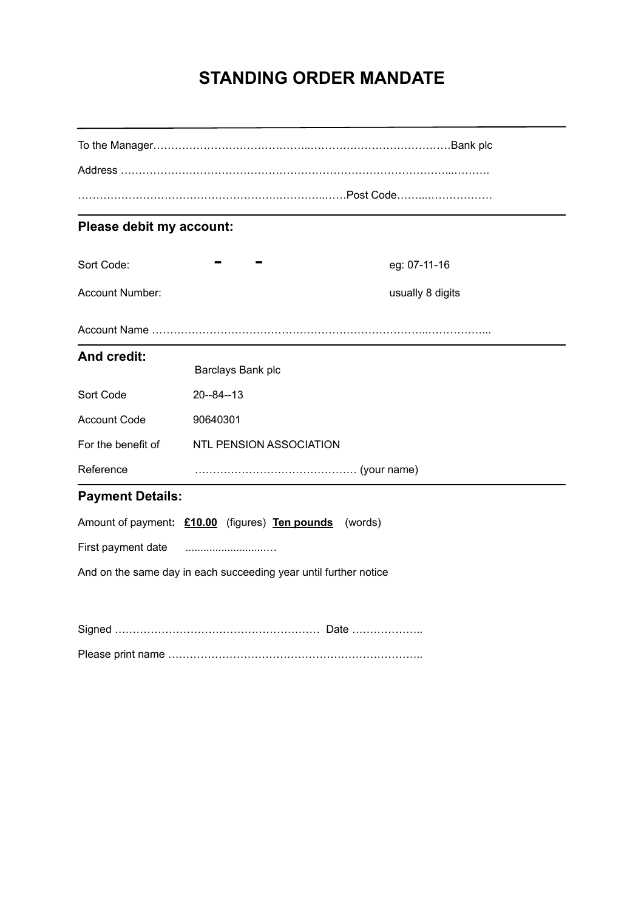# STANDING ORDER MANDATE

---

To the Manager……………………………………..…………………………………Bank plc

Address ……………………………………………………………………………..……….

…………………………………………………….…………..……Post Code……..………………

---

## Please debit my account:

Sort Code: - - eg: 07-11-16

Account Number: usually 8 digits

Account Name ………………………………………………………………..……………...

---

## And credit:

| | |
|---|---|
| | Barclays Bank plc |
| Sort Code | 20--84--13 |
| Account Code | 90640301 |
| For the benefit of | NTL PENSION ASSOCIATION |
| Reference | ……………………………………… (your name) |

---

## Payment Details:

Amount of payment**:** **£10.00** (figures) **Ten pounds** (words)

First payment date ..........................…

And on the same day in each succeeding year until further notice

Signed ………………………………………………… Date ………………..

Please print name ……………………………………………………………..